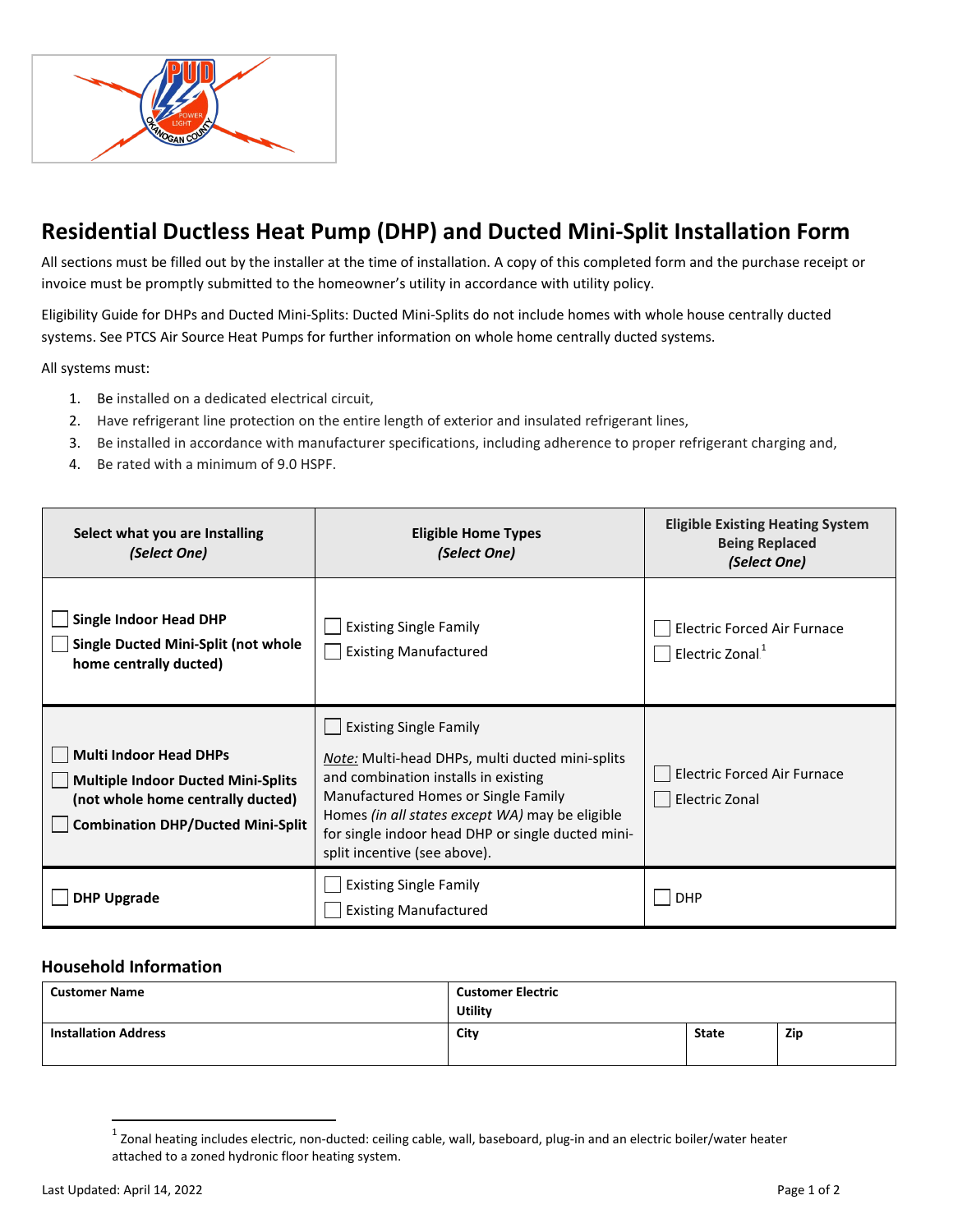# Residential Ductless Heat Pump (DHP) and Ducted Mini-Split Installation Form

All sections must be filled out by the installer at the time of installation. A copy of this completed form and the purchase receipt or invoice must be promptly submitted to the homeowner's utility in accordance with utility policy.

Eligibility Guide for DHPs and Ducted Mini-Splits: Ducted Mini-Splits do not include homes with whole house centrally ducted systems. See PTCS Air Source Heat Pumps for further information on whole home centrally ducted systems.

All systems must:

1. Be installed on a dedicated electrical circuit,
2. Have refrigerant line protection on the entire length of exterior and insulated refrigerant lines,
3. Be installed in accordance with manufacturer specifications, including adherence to proper refrigerant charging and,
4. Be rated with a minimum of 9.0 HSPF.

| Select what you are Installing *(Select One)* | Eligible Home Types *(Select One)* | Eligible Existing Heating System Being Replaced *(Select One)* |
|---|---|---|
| ☐ **Single Indoor Head DHP**<br>☐ **Single Ducted Mini-Split (not whole home centrally ducted)** | ☐ Existing Single Family<br>☐ Existing Manufactured | ☐ Electric Forced Air Furnace<br>☐ Electric Zonal[1] |
| ☐ **Multi Indoor Head DHPs**<br>☐ **Multiple Indoor Ducted Mini-Splits (not whole home centrally ducted)**<br>☐ **Combination DHP/Ducted Mini-Split** | ☐ Existing Single Family<br>*Note:* Multi-head DHPs, multi ducted mini-splits and combination installs in existing Manufactured Homes or Single Family Homes *(in all states except WA)* may be eligible for single indoor head DHP or single ducted mini-split incentive (see above). | ☐ Electric Forced Air Furnace<br>☐ Electric Zonal |
| ☐ **DHP Upgrade** | ☐ Existing Single Family<br>☐ Existing Manufactured | ☐ DHP |

## Household Information

| **Customer Name** | | **Customer Electric Utility** | | |
|---|---|---|---|---|
| **Installation Address** | | **City** | **State** | **Zip** |

[1] Zonal heating includes electric, non-ducted: ceiling cable, wall, baseboard, plug-in and an electric boiler/water heater attached to a zoned hydronic floor heating system.

Last Updated: April 14, 2022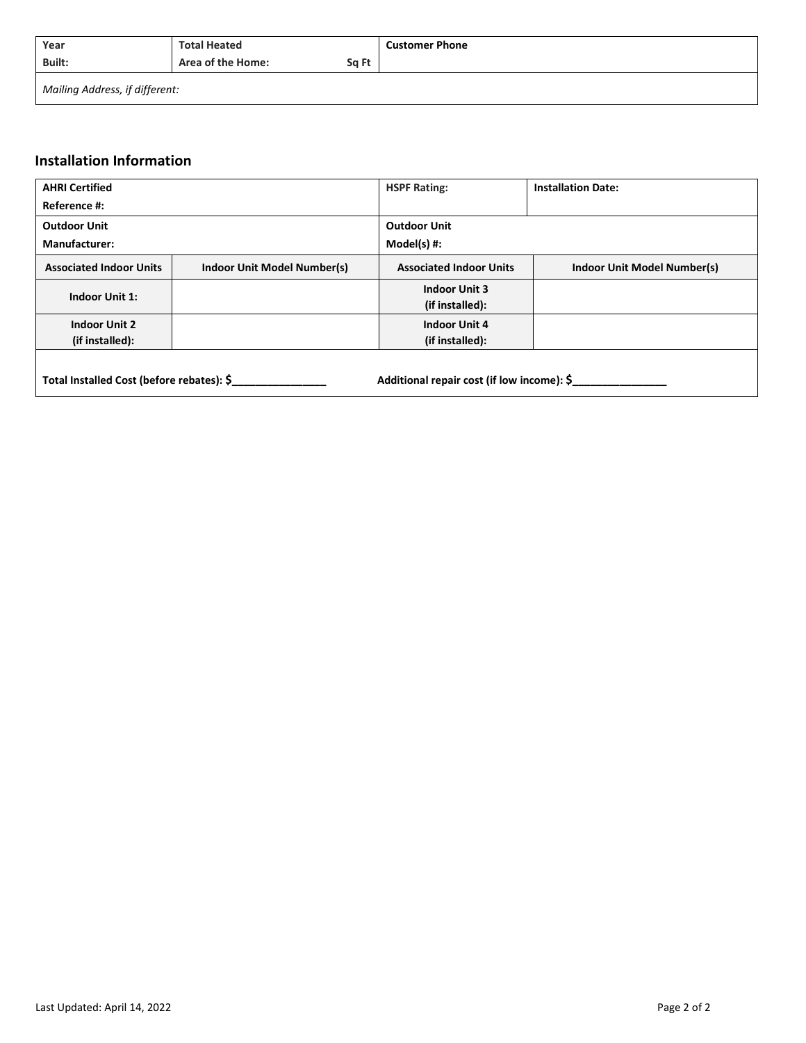| Year Built: | Total Heated Area of the Home: Sq Ft | Customer Phone |
|---|---|---|
| *Mailing Address, if different:* | | |

## Installation Information

| AHRI Certified Reference #: | | HSPF Rating: | Installation Date: |
|---|---|---|---|
| **Outdoor Unit Manufacturer:** | | **Outdoor Unit Model(s) #:** | |
| **Associated Indoor Units** | **Indoor Unit Model Number(s)** | **Associated Indoor Units** | **Indoor Unit Model Number(s)** |
| **Indoor Unit 1:** | | **Indoor Unit 3 (if installed):** | |
| **Indoor Unit 2 (if installed):** | | **Indoor Unit 4 (if installed):** | |

**Total Installed Cost (before rebates): $_______________**

**Additional repair cost (if low income): $_______________**

Last Updated: April 14, 2022